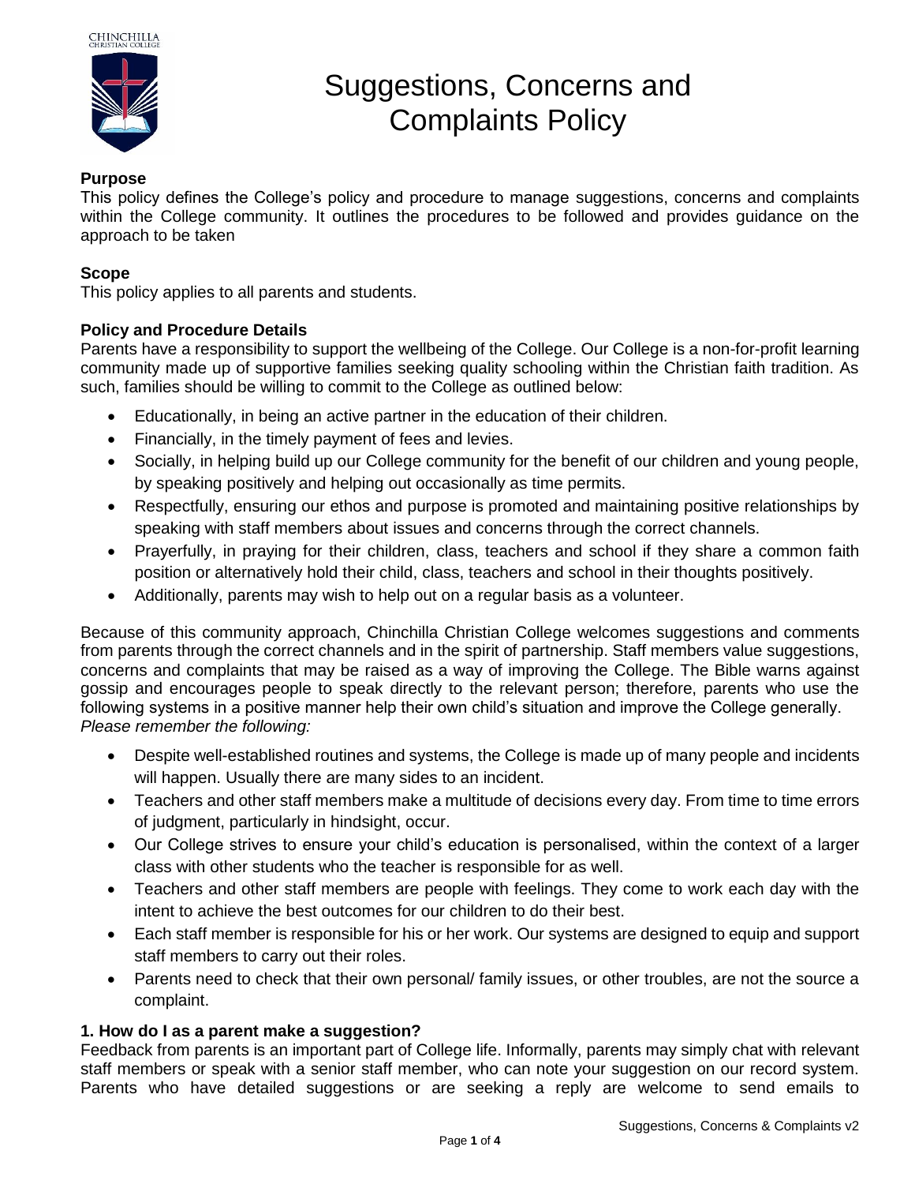# Suggestions, Concerns and Complaints Policy

**Purpose**

This policy defines the College's policy and procedure to manage suggestions, concerns and complaints within the College community. It outlines the procedures to be followed and provides guidance on the approach to be taken

**Scope**

This policy applies to all parents and students.

**Policy and Procedure Details**

Parents have a responsibility to support the wellbeing of the College. Our College is a non-for-profit learning community made up of supportive families seeking quality schooling within the Christian faith tradition. As such, families should be willing to commit to the College as outlined below:

- Educationally, in being an active partner in the education of their children.
- Financially, in the timely payment of fees and levies.
- Socially, in helping build up our College community for the benefit of our children and young people, by speaking positively and helping out occasionally as time permits.
- Respectfully, ensuring our ethos and purpose is promoted and maintaining positive relationships by speaking with staff members about issues and concerns through the correct channels.
- Prayerfully, in praying for their children, class, teachers and school if they share a common faith position or alternatively hold their child, class, teachers and school in their thoughts positively.
- Additionally, parents may wish to help out on a regular basis as a volunteer.

Because of this community approach, Chinchilla Christian College welcomes suggestions and comments from parents through the correct channels and in the spirit of partnership. Staff members value suggestions, concerns and complaints that may be raised as a way of improving the College. The Bible warns against gossip and encourages people to speak directly to the relevant person; therefore, parents who use the following systems in a positive manner help their own child's situation and improve the College generally.
*Please remember the following:*

- Despite well-established routines and systems, the College is made up of many people and incidents will happen. Usually there are many sides to an incident.
- Teachers and other staff members make a multitude of decisions every day. From time to time errors of judgment, particularly in hindsight, occur.
- Our College strives to ensure your child's education is personalised, within the context of a larger class with other students who the teacher is responsible for as well.
- Teachers and other staff members are people with feelings. They come to work each day with the intent to achieve the best outcomes for our children to do their best.
- Each staff member is responsible for his or her work. Our systems are designed to equip and support staff members to carry out their roles.
- Parents need to check that their own personal/ family issues, or other troubles, are not the source a complaint.

**1. How do I as a parent make a suggestion?**

Feedback from parents is an important part of College life. Informally, parents may simply chat with relevant staff members or speak with a senior staff member, who can note your suggestion on our record system. Parents who have detailed suggestions or are seeking a reply are welcome to send emails to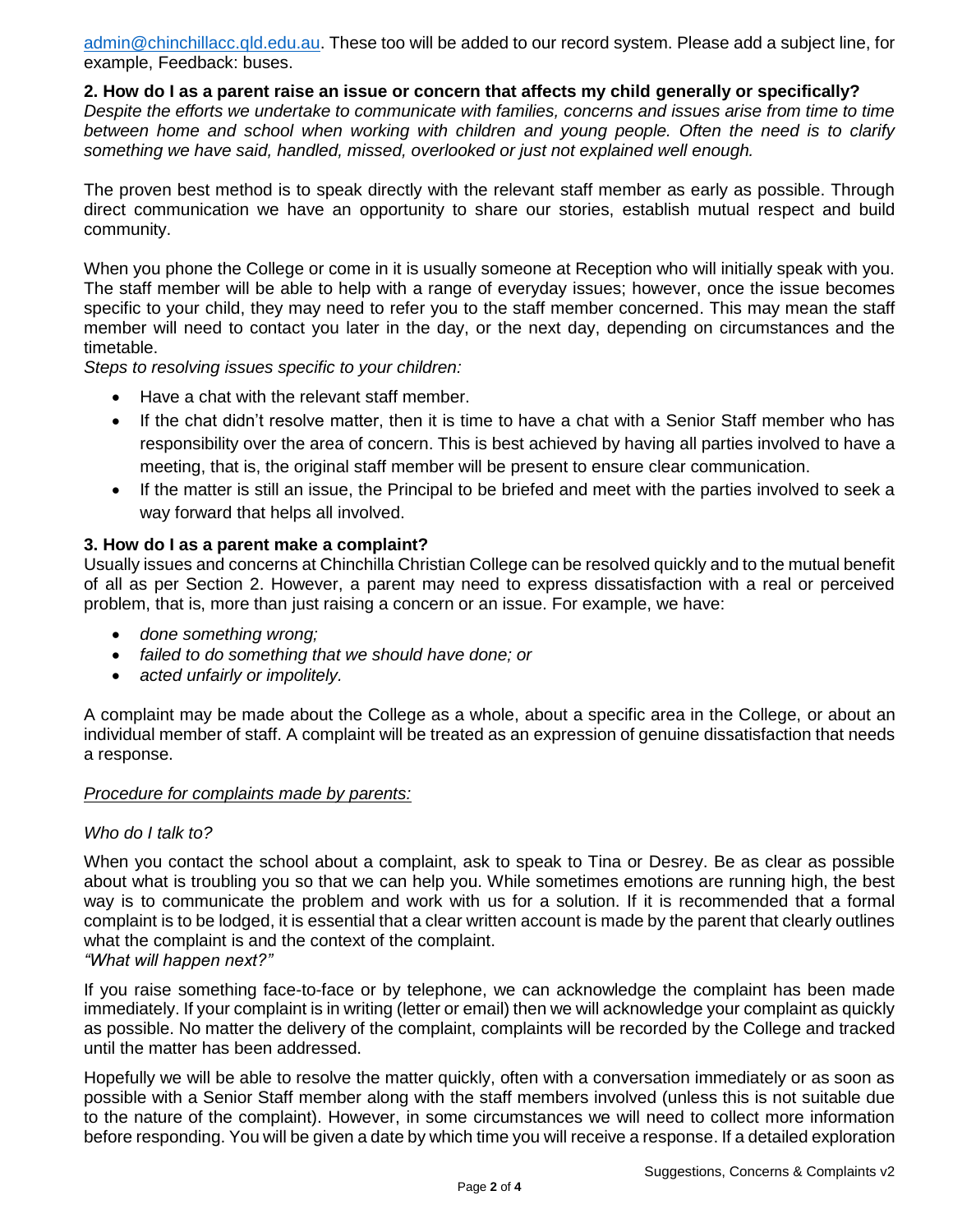admin@chinchillacc.qld.edu.au. These too will be added to our record system. Please add a subject line, for example, Feedback: buses.

**2. How do I as a parent raise an issue or concern that affects my child generally or specifically?**

*Despite the efforts we undertake to communicate with families, concerns and issues arise from time to time between home and school when working with children and young people. Often the need is to clarify something we have said, handled, missed, overlooked or just not explained well enough.*

The proven best method is to speak directly with the relevant staff member as early as possible. Through direct communication we have an opportunity to share our stories, establish mutual respect and build community.

When you phone the College or come in it is usually someone at Reception who will initially speak with you. The staff member will be able to help with a range of everyday issues; however, once the issue becomes specific to your child, they may need to refer you to the staff member concerned. This may mean the staff member will need to contact you later in the day, or the next day, depending on circumstances and the timetable.

*Steps to resolving issues specific to your children:*

- Have a chat with the relevant staff member.
- If the chat didn't resolve matter, then it is time to have a chat with a Senior Staff member who has responsibility over the area of concern. This is best achieved by having all parties involved to have a meeting, that is, the original staff member will be present to ensure clear communication.
- If the matter is still an issue, the Principal to be briefed and meet with the parties involved to seek a way forward that helps all involved.

**3. How do I as a parent make a complaint?**

Usually issues and concerns at Chinchilla Christian College can be resolved quickly and to the mutual benefit of all as per Section 2. However, a parent may need to express dissatisfaction with a real or perceived problem, that is, more than just raising a concern or an issue. For example, we have:

- *done something wrong;*
- *failed to do something that we should have done; or*
- *acted unfairly or impolitely.*

A complaint may be made about the College as a whole, about a specific area in the College, or about an individual member of staff. A complaint will be treated as an expression of genuine dissatisfaction that needs a response.

<u>*Procedure for complaints made by parents:*</u>

*Who do I talk to?*

When you contact the school about a complaint, ask to speak to Tina or Desrey. Be as clear as possible about what is troubling you so that we can help you. While sometimes emotions are running high, the best way is to communicate the problem and work with us for a solution. If it is recommended that a formal complaint is to be lodged, it is essential that a clear written account is made by the parent that clearly outlines what the complaint is and the context of the complaint.

*"What will happen next?"*

If you raise something face-to-face or by telephone, we can acknowledge the complaint has been made immediately. If your complaint is in writing (letter or email) then we will acknowledge your complaint as quickly as possible. No matter the delivery of the complaint, complaints will be recorded by the College and tracked until the matter has been addressed.

Hopefully we will be able to resolve the matter quickly, often with a conversation immediately or as soon as possible with a Senior Staff member along with the staff members involved (unless this is not suitable due to the nature of the complaint). However, in some circumstances we will need to collect more information before responding. You will be given a date by which time you will receive a response. If a detailed exploration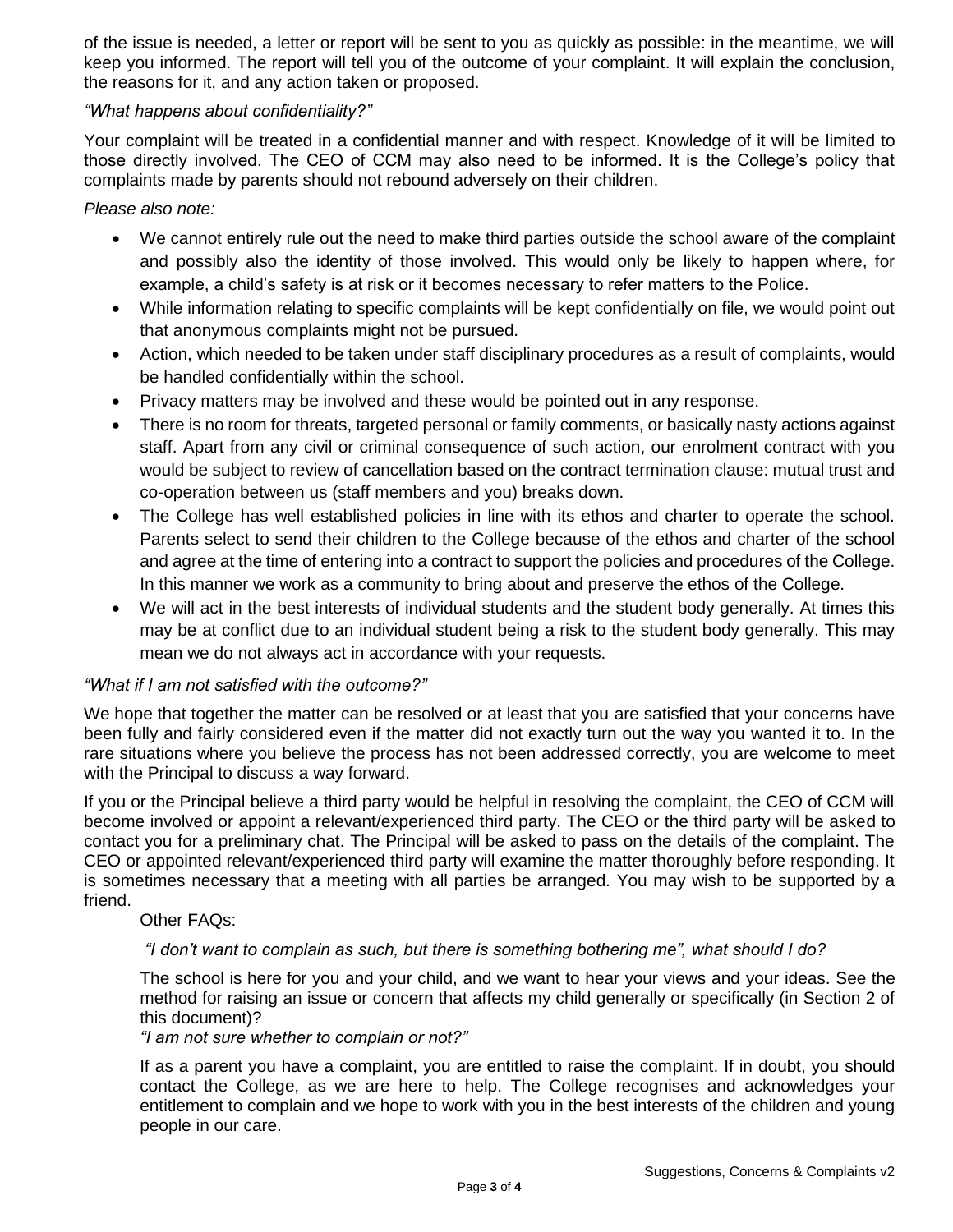of the issue is needed, a letter or report will be sent to you as quickly as possible: in the meantime, we will keep you informed. The report will tell you of the outcome of your complaint. It will explain the conclusion, the reasons for it, and any action taken or proposed.

*"What happens about confidentiality?"*

Your complaint will be treated in a confidential manner and with respect. Knowledge of it will be limited to those directly involved. The CEO of CCM may also need to be informed. It is the College's policy that complaints made by parents should not rebound adversely on their children.

*Please also note:*

- We cannot entirely rule out the need to make third parties outside the school aware of the complaint and possibly also the identity of those involved. This would only be likely to happen where, for example, a child's safety is at risk or it becomes necessary to refer matters to the Police.
- While information relating to specific complaints will be kept confidentially on file, we would point out that anonymous complaints might not be pursued.
- Action, which needed to be taken under staff disciplinary procedures as a result of complaints, would be handled confidentially within the school.
- Privacy matters may be involved and these would be pointed out in any response.
- There is no room for threats, targeted personal or family comments, or basically nasty actions against staff. Apart from any civil or criminal consequence of such action, our enrolment contract with you would be subject to review of cancellation based on the contract termination clause: mutual trust and co-operation between us (staff members and you) breaks down.
- The College has well established policies in line with its ethos and charter to operate the school. Parents select to send their children to the College because of the ethos and charter of the school and agree at the time of entering into a contract to support the policies and procedures of the College. In this manner we work as a community to bring about and preserve the ethos of the College.
- We will act in the best interests of individual students and the student body generally. At times this may be at conflict due to an individual student being a risk to the student body generally. This may mean we do not always act in accordance with your requests.

*"What if I am not satisfied with the outcome?"*

We hope that together the matter can be resolved or at least that you are satisfied that your concerns have been fully and fairly considered even if the matter did not exactly turn out the way you wanted it to. In the rare situations where you believe the process has not been addressed correctly, you are welcome to meet with the Principal to discuss a way forward.

If you or the Principal believe a third party would be helpful in resolving the complaint, the CEO of CCM will become involved or appoint a relevant/experienced third party. The CEO or the third party will be asked to contact you for a preliminary chat. The Principal will be asked to pass on the details of the complaint. The CEO or appointed relevant/experienced third party will examine the matter thoroughly before responding. It is sometimes necessary that a meeting with all parties be arranged. You may wish to be supported by a friend.

Other FAQs:

*"I don't want to complain as such, but there is something bothering me", what should I do?*

The school is here for you and your child, and we want to hear your views and your ideas. See the method for raising an issue or concern that affects my child generally or specifically (in Section 2 of this document)?

*"I am not sure whether to complain or not?"*

If as a parent you have a complaint, you are entitled to raise the complaint. If in doubt, you should contact the College, as we are here to help. The College recognises and acknowledges your entitlement to complain and we hope to work with you in the best interests of the children and young people in our care.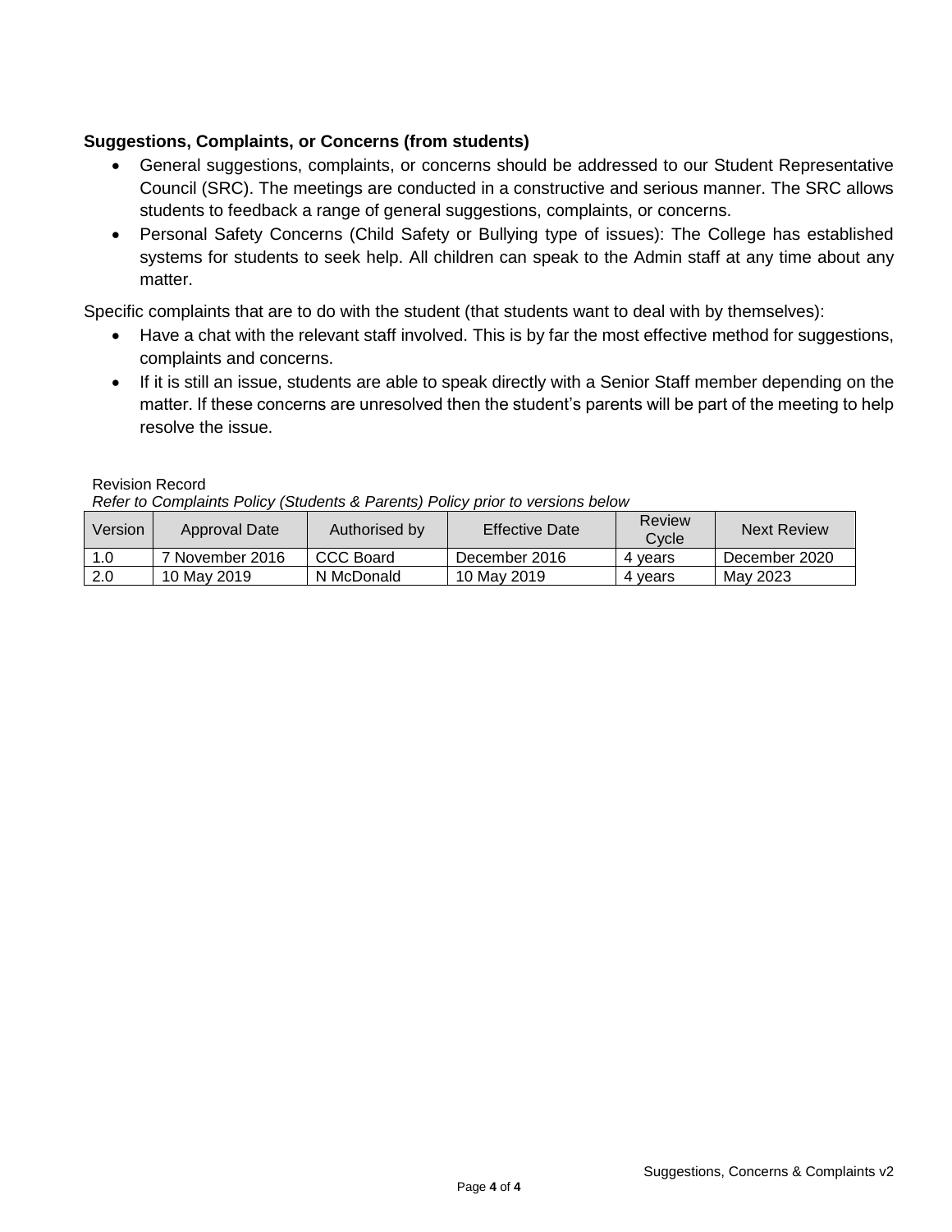**Suggestions, Complaints, or Concerns (from students)**

- General suggestions, complaints, or concerns should be addressed to our Student Representative Council (SRC). The meetings are conducted in a constructive and serious manner. The SRC allows students to feedback a range of general suggestions, complaints, or concerns.
- Personal Safety Concerns (Child Safety or Bullying type of issues): The College has established systems for students to seek help. All children can speak to the Admin staff at any time about any matter.

Specific complaints that are to do with the student (that students want to deal with by themselves):

- Have a chat with the relevant staff involved. This is by far the most effective method for suggestions, complaints and concerns.
- If it is still an issue, students are able to speak directly with a Senior Staff member depending on the matter. If these concerns are unresolved then the student's parents will be part of the meeting to help resolve the issue.

Revision Record

*Refer to Complaints Policy (Students & Parents) Policy prior to versions below*

| Version | Approval Date | Authorised by | Effective Date | Review Cycle | Next Review |
|---|---|---|---|---|---|
| 1.0 | 7 November 2016 | CCC Board | December 2016 | 4 years | December 2020 |
| 2.0 | 10 May 2019 | N McDonald | 10 May 2019 | 4 years | May 2023 |